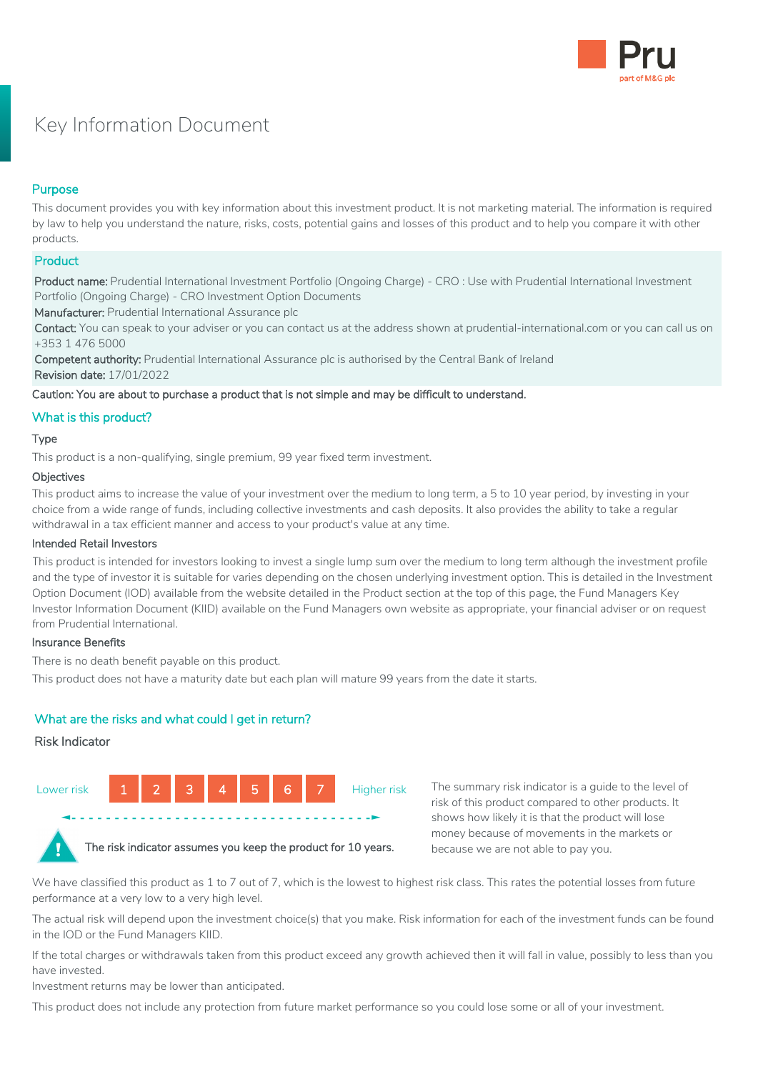Pru
part of M&G plc

# Key Information Document

## Purpose

This document provides you with key information about this investment product. It is not marketing material. The information is required by law to help you understand the nature, risks, costs, potential gains and losses of this product and to help you compare it with other products.

## Product

**Product name:** Prudential International Investment Portfolio (Ongoing Charge) - CRO : Use with Prudential International Investment Portfolio (Ongoing Charge) - CRO Investment Option Documents

**Manufacturer:** Prudential International Assurance plc

**Contact:** You can speak to your adviser or you can contact us at the address shown at prudential-international.com or you can call us on +353 1 476 5000

**Competent authority:** Prudential International Assurance plc is authorised by the Central Bank of Ireland

**Revision date:** 17/01/2022

**Caution: You are about to purchase a product that is not simple and may be difficult to understand.**

## What is this product?

### Type

This product is a non-qualifying, single premium, 99 year fixed term investment.

### Objectives

This product aims to increase the value of your investment over the medium to long term, a 5 to 10 year period, by investing in your choice from a wide range of funds, including collective investments and cash deposits. It also provides the ability to take a regular withdrawal in a tax efficient manner and access to your product's value at any time.

### Intended Retail Investors

This product is intended for investors looking to invest a single lump sum over the medium to long term although the investment profile and the type of investor it is suitable for varies depending on the chosen underlying investment option. This is detailed in the Investment Option Document (IOD) available from the website detailed in the Product section at the top of this page, the Fund Managers Key Investor Information Document (KIID) available on the Fund Managers own website as appropriate, your financial adviser or on request from Prudential International.

### Insurance Benefits

There is no death benefit payable on this product.

This product does not have a maturity date but each plan will mature 99 years from the date it starts.

## What are the risks and what could I get in return?

### Risk Indicator

Lower risk 1 2 3 4 5 6 7 Higher risk

**The risk indicator assumes you keep the product for 10 years.**

The summary risk indicator is a guide to the level of risk of this product compared to other products. It shows how likely it is that the product will lose money because of movements in the markets or because we are not able to pay you.

We have classified this product as 1 to 7 out of 7, which is the lowest to highest risk class. This rates the potential losses from future performance at a very low to a very high level.

The actual risk will depend upon the investment choice(s) that you make. Risk information for each of the investment funds can be found in the IOD or the Fund Managers KIID.

If the total charges or withdrawals taken from this product exceed any growth achieved then it will fall in value, possibly to less than you have invested.

Investment returns may be lower than anticipated.

This product does not include any protection from future market performance so you could lose some or all of your investment.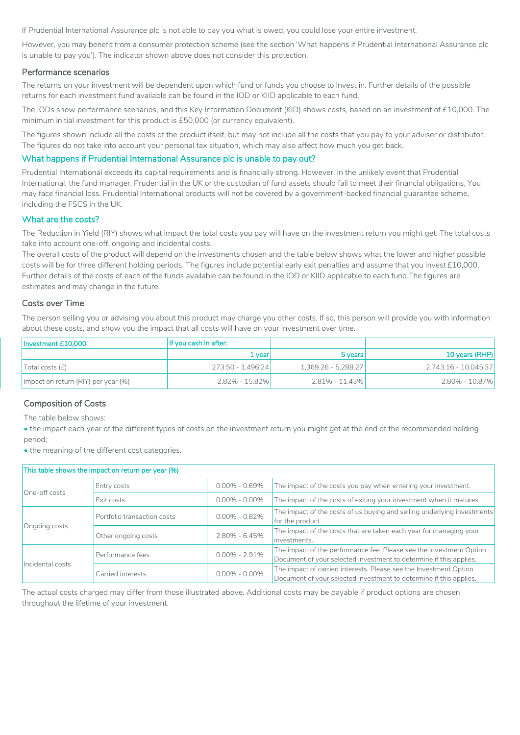If Prudential International Assurance plc is not able to pay you what is owed, you could lose your entire investment.

However, you may benefit from a consumer protection scheme (see the section 'What happens if Prudential International Assurance plc is unable to pay you'). The indicator shown above does not consider this protection.

### Performance scenarios

The returns on your investment will be dependent upon which fund or funds you choose to invest in. Further details of the possible returns for each investment fund available can be found in the IOD or KIID applicable to each fund.

The IODs show performance scenarios, and this Key Information Document (KID) shows costs, based on an investment of £10,000. The minimum initial investment for this product is £50,000 (or currency equivalent).

The figures shown include all the costs of the product itself, but may not include all the costs that you pay to your adviser or distributor. The figures do not take into account your personal tax situation, which may also affect how much you get back.

## What happens if Prudential International Assurance plc is unable to pay out?

Prudential International exceeds its capital requirements and is financially strong. However, in the unlikely event that Prudential International, the fund manager, Prudential in the UK or the custodian of fund assets should fail to meet their financial obligations, You may face financial loss. Prudential International products will not be covered by a government-backed financial guarantee scheme, including the FSCS in the UK.

## What are the costs?

The Reduction in Yield (RIY) shows what impact the total costs you pay will have on the investment return you might get. The total costs take into account one-off, ongoing and incidental costs.
The overall costs of the product will depend on the investments chosen and the table below shows what the lower and higher possible costs will be for three different holding periods. The figures include potential early exit penalties and assume that you invest £10,000. Further details of the costs of each of the funds available can be found in the IOD or KIID applicable to each fund.The figures are estimates and may change in the future.

### Costs over Time

The person selling you or advising you about this product may charge you other costs. If so, this person will provide you with information about these costs, and show you the impact that all costs will have on your investment over time.

| Investment £10,000 | If you cash in after: | | |
|---|---|---|---|
| | 1 year | 5 years | 10 years (RHP) |
| Total costs (£) | 273.50 - 1,496.24 | 1,369.26 - 5,288.27 | 2,743.16 - 10,045.37 |
| Impact on return (RIY) per year (%) | 2.82% - 15.82% | 2.81% - 11.43% | 2.80% - 10.87% |

### Composition of Costs

The table below shows:

- the impact each year of the different types of costs on the investment return you might get at the end of the recommended holding period;
- the meaning of the different cost categories.

| This table shows the impact on return per year (%) | | | |
|---|---|---|---|
| One-off costs | Entry costs | 0.00% - 0.69% | The impact of the costs you pay when entering your investment. |
| | Exit costs | 0.00% - 0.00% | The impact of the costs of exiting your investment when it matures. |
| Ongoing costs | Portfolio transaction costs | 0.00% - 0.82% | The impact of the costs of us buying and selling underlying investments for the product. |
| | Other ongoing costs | 2.80% - 6.45% | The impact of the costs that are taken each year for managing your investments. |
| Incidental costs | Performance fees | 0.00% - 2.91% | The impact of the performance fee. Please see the Investment Option Document of your selected investment to determine if this applies. |
| | Carried interests | 0.00% - 0.00% | The impact of carried interests. Please see the Investment Option Document of your selected investment to determine if this applies. |

The actual costs charged may differ from those illustrated above. Additional costs may be payable if product options are chosen throughout the lifetime of your investment.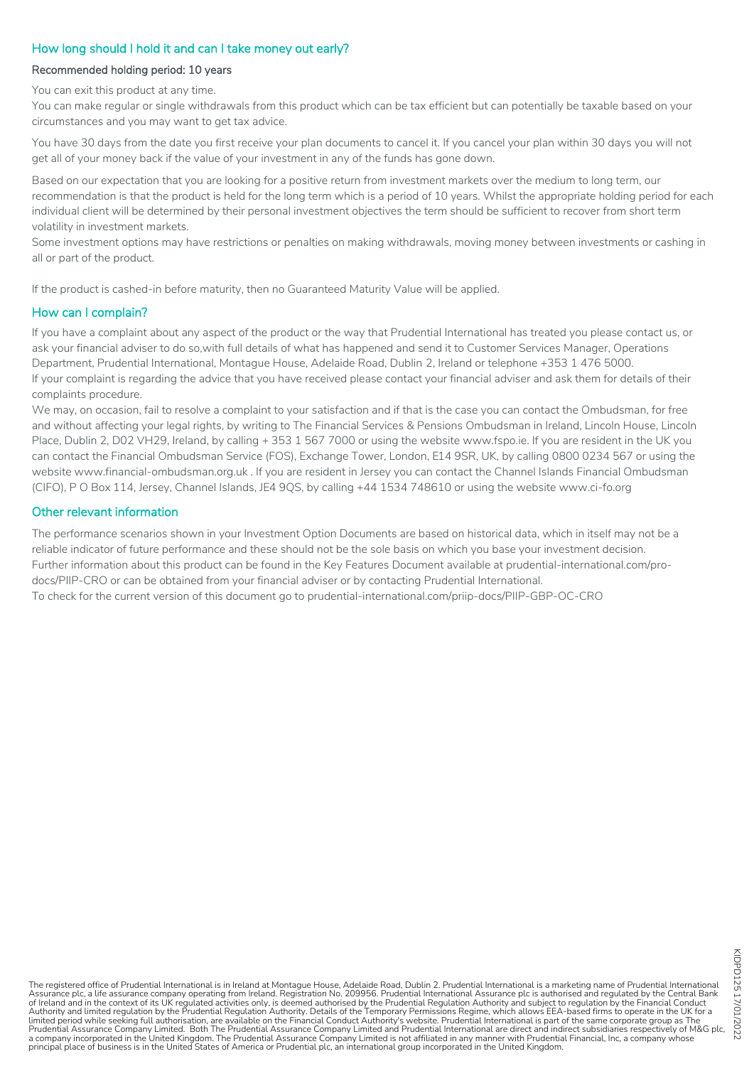## How long should I hold it and can I take money out early?

### Recommended holding period: 10 years

You can exit this product at any time.
You can make regular or single withdrawals from this product which can be tax efficient but can potentially be taxable based on your circumstances and you may want to get tax advice.

You have 30 days from the date you first receive your plan documents to cancel it. If you cancel your plan within 30 days you will not get all of your money back if the value of your investment in any of the funds has gone down.

Based on our expectation that you are looking for a positive return from investment markets over the medium to long term, our recommendation is that the product is held for the long term which is a period of 10 years. Whilst the appropriate holding period for each individual client will be determined by their personal investment objectives the term should be sufficient to recover from short term volatility in investment markets.
Some investment options may have restrictions or penalties on making withdrawals, moving money between investments or cashing in all or part of the product.

If the product is cashed-in before maturity, then no Guaranteed Maturity Value will be applied.

## How can I complain?

If you have a complaint about any aspect of the product or the way that Prudential International has treated you please contact us, or ask your financial adviser to do so,with full details of what has happened and send it to Customer Services Manager, Operations Department, Prudential International, Montague House, Adelaide Road, Dublin 2, Ireland or telephone +353 1 476 5000.
If your complaint is regarding the advice that you have received please contact your financial adviser and ask them for details of their complaints procedure.
We may, on occasion, fail to resolve a complaint to your satisfaction and if that is the case you can contact the Ombudsman, for free and without affecting your legal rights, by writing to The Financial Services & Pensions Ombudsman in Ireland, Lincoln House, Lincoln Place, Dublin 2, D02 VH29, Ireland, by calling + 353 1 567 7000 or using the website www.fspo.ie. If you are resident in the UK you can contact the Financial Ombudsman Service (FOS), Exchange Tower, London, E14 9SR, UK, by calling 0800 0234 567 or using the website www.financial-ombudsman.org.uk . If you are resident in Jersey you can contact the Channel Islands Financial Ombudsman (CIFO), P O Box 114, Jersey, Channel Islands, JE4 9QS, by calling +44 1534 748610 or using the website www.ci-fo.org

## Other relevant information

The performance scenarios shown in your Investment Option Documents are based on historical data, which in itself may not be a reliable indicator of future performance and these should not be the sole basis on which you base your investment decision.
Further information about this product can be found in the Key Features Document available at prudential-international.com/pro-docs/PIIP-CRO or can be obtained from your financial adviser or by contacting Prudential International.
To check for the current version of this document go to prudential-international.com/priip-docs/PIIP-GBP-OC-CRO

The registered office of Prudential International is in Ireland at Montague House, Adelaide Road, Dublin 2. Prudential International is a marketing name of Prudential International Assurance plc, a life assurance company operating from Ireland. Registration No. 209956. Prudential International Assurance plc is authorised and regulated by the Central Bank of Ireland and in the context of its UK regulated activities only, is deemed authorised by the Prudential Regulation Authority and subject to regulation by the Financial Conduct Authority and limited regulation by the Prudential Regulation Authority. Details of the Temporary Permissions Regime, which allows EEA-based firms to operate in the UK for a limited period while seeking full authorisation, are available on the Financial Conduct Authority's website. Prudential International is part of the same corporate group as The Prudential Assurance Company Limited. Both The Prudential Assurance Company Limited and Prudential International are direct and indirect subsidiaries respectively of M&G plc, a company incorporated in the United Kingdom. The Prudential Assurance Company Limited is not affiliated in any manner with Prudential Financial, Inc, a company whose principal place of business is in the United States of America or Prudential plc, an international group incorporated in the United Kingdom.

KIDPD125 17/01/2022